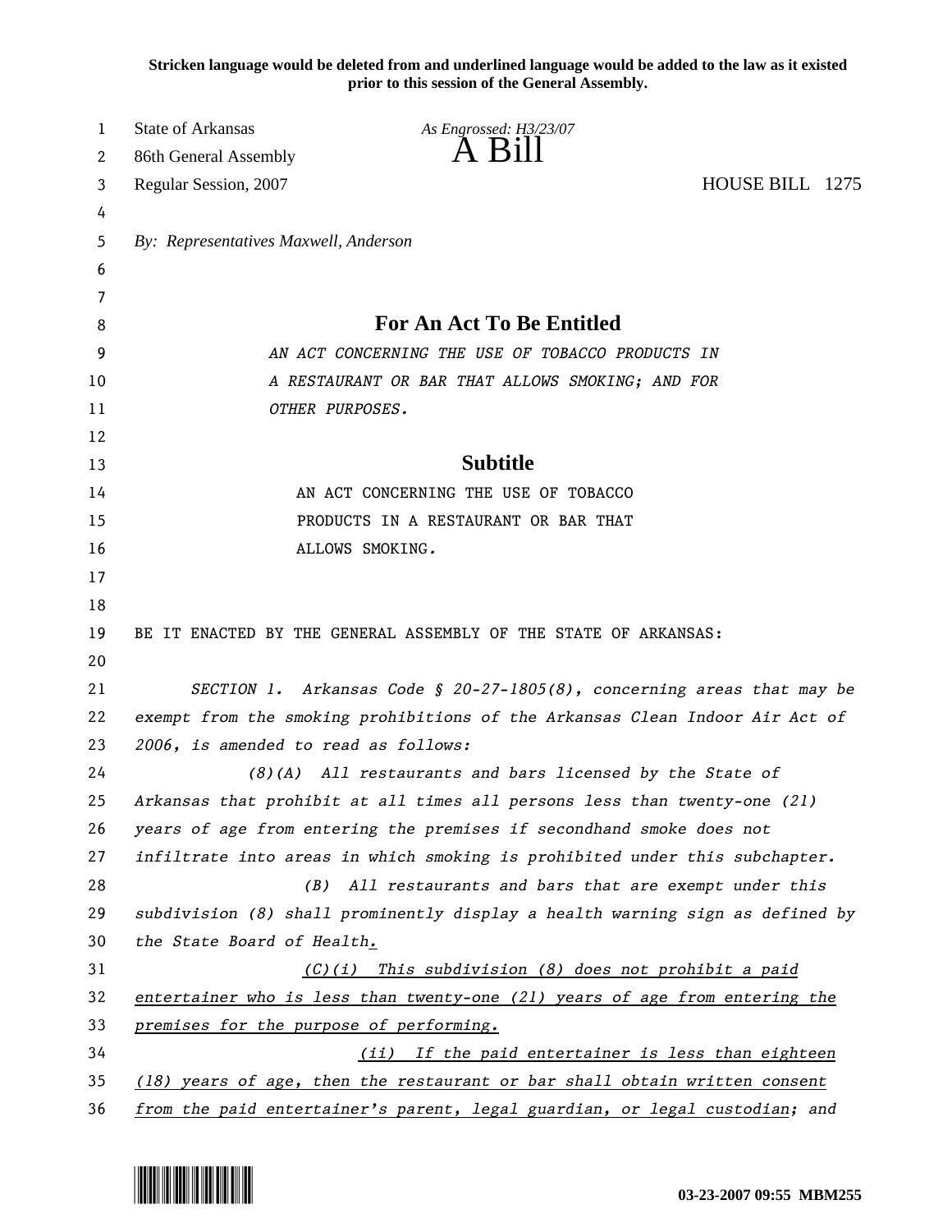**Stricken language would be deleted from and underlined language would be added to the law as it existed prior to this session of the General Assembly.**

State of Arkansas
86th General Assembly
Regular Session, 2007

*As Engrossed: H3/23/07*

# A Bill

HOUSE BILL 1275

*By: Representatives Maxwell, Anderson*

## For An Act To Be Entitled

*AN ACT CONCERNING THE USE OF TOBACCO PRODUCTS IN A RESTAURANT OR BAR THAT ALLOWS SMOKING; AND FOR OTHER PURPOSES.*

## Subtitle

AN ACT CONCERNING THE USE OF TOBACCO PRODUCTS IN A RESTAURANT OR BAR THAT ALLOWS SMOKING.

BE IT ENACTED BY THE GENERAL ASSEMBLY OF THE STATE OF ARKANSAS:

*SECTION 1. Arkansas Code § 20-27-1805(8), concerning areas that may be exempt from the smoking prohibitions of the Arkansas Clean Indoor Air Act of 2006, is amended to read as follows:*

*(8)(A) All restaurants and bars licensed by the State of Arkansas that prohibit at all times all persons less than twenty-one (21) years of age from entering the premises if secondhand smoke does not infiltrate into areas in which smoking is prohibited under this subchapter.*

*(B) All restaurants and bars that are exempt under this subdivision (8) shall prominently display a health warning sign as defined by the State Board of Health.*

*(C)(i) This subdivision (8) does not prohibit a paid entertainer who is less than twenty-one (21) years of age from entering the premises for the purpose of performing.*

*(ii) If the paid entertainer is less than eighteen (18) years of age, then the restaurant or bar shall obtain written consent from the paid entertainer's parent, legal guardian, or legal custodian; and*

03-23-2007 09:55 MBM255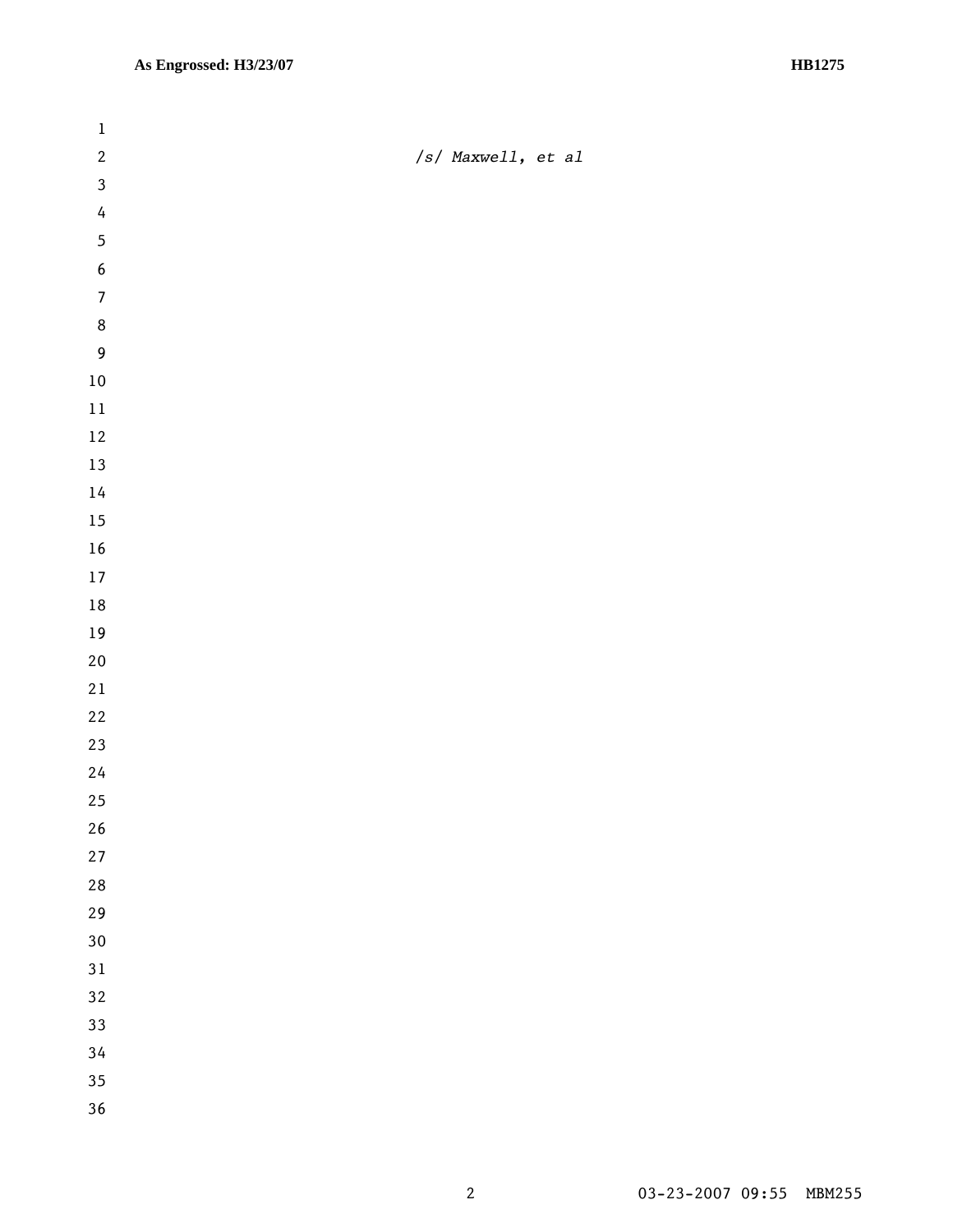*/s/ Maxwell, et al*